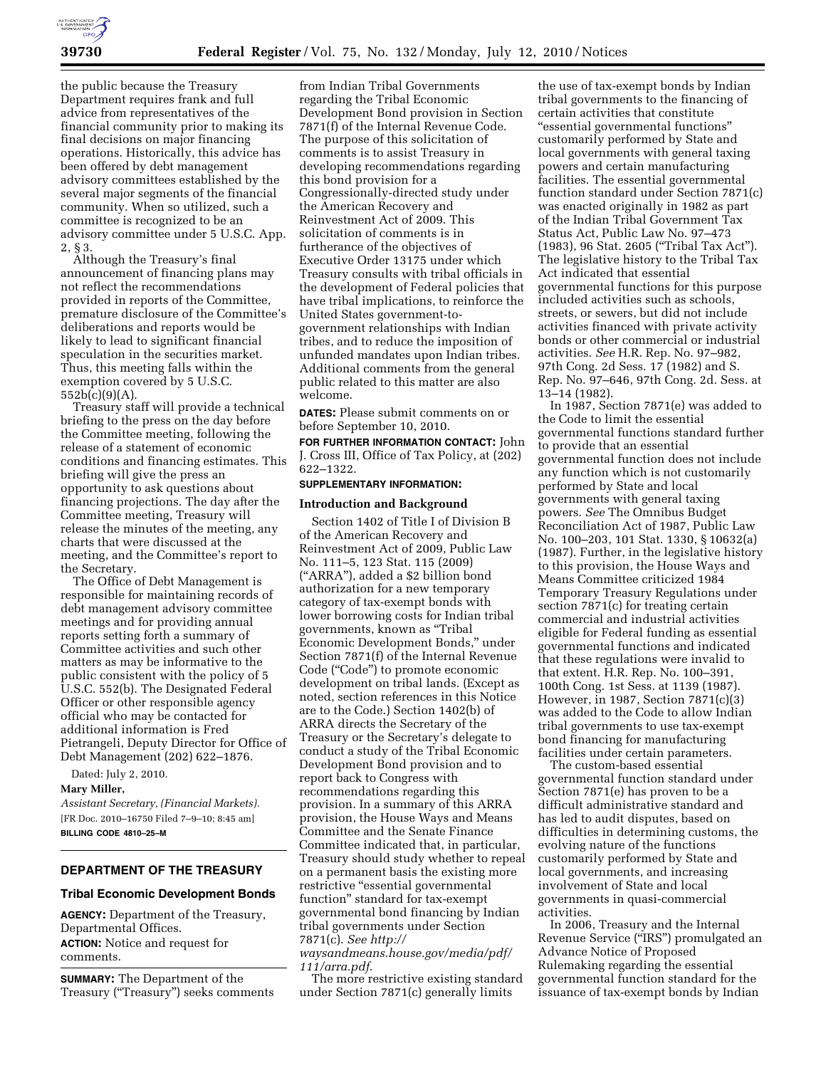the public because the Treasury Department requires frank and full advice from representatives of the financial community prior to making its final decisions on major financing operations. Historically, this advice has been offered by debt management advisory committees established by the several major segments of the financial community. When so utilized, such a committee is recognized to be an advisory committee under 5 U.S.C. App. 2, § 3.

Although the Treasury's final announcement of financing plans may not reflect the recommendations provided in reports of the Committee, premature disclosure of the Committee's deliberations and reports would be likely to lead to significant financial speculation in the securities market. Thus, this meeting falls within the exemption covered by 5 U.S.C. 552b(c)(9)(A).

Treasury staff will provide a technical briefing to the press on the day before the Committee meeting, following the release of a statement of economic conditions and financing estimates. This briefing will give the press an opportunity to ask questions about financing projections. The day after the Committee meeting, Treasury will release the minutes of the meeting, any charts that were discussed at the meeting, and the Committee's report to the Secretary.

The Office of Debt Management is responsible for maintaining records of debt management advisory committee meetings and for providing annual reports setting forth a summary of Committee activities and such other matters as may be informative to the public consistent with the policy of 5 U.S.C. 552(b). The Designated Federal Officer or other responsible agency official who may be contacted for additional information is Fred Pietrangeli, Deputy Director for Office of Debt Management (202) 622–1876.

Dated: July 2, 2010.

**Mary Miller,**

*Assistant Secretary, (Financial Markets).*

[FR Doc. 2010–16750 Filed 7–9–10; 8:45 am]

**BILLING CODE 4810–25–M**

## DEPARTMENT OF THE TREASURY

### Tribal Economic Development Bonds

**AGENCY:** Department of the Treasury, Departmental Offices.

**ACTION:** Notice and request for comments.

**SUMMARY:** The Department of the Treasury ("Treasury") seeks comments from Indian Tribal Governments regarding the Tribal Economic Development Bond provision in Section 7871(f) of the Internal Revenue Code. The purpose of this solicitation of comments is to assist Treasury in developing recommendations regarding this bond provision for a Congressionally-directed study under the American Recovery and Reinvestment Act of 2009. This solicitation of comments is in furtherance of the objectives of Executive Order 13175 under which Treasury consults with tribal officials in the development of Federal policies that have tribal implications, to reinforce the United States government-to-government relationships with Indian tribes, and to reduce the imposition of unfunded mandates upon Indian tribes. Additional comments from the general public related to this matter are also welcome.

**DATES:** Please submit comments on or before September 10, 2010.

**FOR FURTHER INFORMATION CONTACT:** John J. Cross III, Office of Tax Policy, at (202) 622–1322.

**SUPPLEMENTARY INFORMATION:**

**Introduction and Background**

Section 1402 of Title I of Division B of the American Recovery and Reinvestment Act of 2009, Public Law No. 111–5, 123 Stat. 115 (2009) ("ARRA"), added a $2 billion bond authorization for a new temporary category of tax-exempt bonds with lower borrowing costs for Indian tribal governments, known as "Tribal Economic Development Bonds," under Section 7871(f) of the Internal Revenue Code ("Code") to promote economic development on tribal lands. (Except as noted, section references in this Notice are to the Code.) Section 1402(b) of ARRA directs the Secretary of the Treasury or the Secretary's delegate to conduct a study of the Tribal Economic Development Bond provision and to report back to Congress with recommendations regarding this provision. In a summary of this ARRA provision, the House Ways and Means Committee and the Senate Finance Committee indicated that, in particular, Treasury should study whether to repeal on a permanent basis the existing more restrictive "essential governmental function" standard for tax-exempt governmental bond financing by Indian tribal governments under Section 7871(c). *See http://waysandmeans.house.gov/media/pdf/111/arra.pdf*.

The more restrictive existing standard under Section 7871(c) generally limits the use of tax-exempt bonds by Indian tribal governments to the financing of certain activities that constitute "essential governmental functions" customarily performed by State and local governments with general taxing powers and certain manufacturing facilities. The essential governmental function standard under Section 7871(c) was enacted originally in 1982 as part of the Indian Tribal Government Tax Status Act, Public Law No. 97–473 (1983), 96 Stat. 2605 ("Tribal Tax Act"). The legislative history to the Tribal Tax Act indicated that essential governmental functions for this purpose included activities such as schools, streets, or sewers, but did not include activities financed with private activity bonds or other commercial or industrial activities. *See* H.R. Rep. No. 97–982, 97th Cong. 2d Sess. 17 (1982) and S. Rep. No. 97–646, 97th Cong. 2d. Sess. at 13–14 (1982).

In 1987, Section 7871(e) was added to the Code to limit the essential governmental functions standard further to provide that an essential governmental function does not include any function which is not customarily performed by State and local governments with general taxing powers. *See* The Omnibus Budget Reconciliation Act of 1987, Public Law No. 100–203, 101 Stat. 1330, § 10632(a) (1987). Further, in the legislative history to this provision, the House Ways and Means Committee criticized 1984 Temporary Treasury Regulations under section 7871(c) for treating certain commercial and industrial activities eligible for Federal funding as essential governmental functions and indicated that these regulations were invalid to that extent. H.R. Rep. No. 100–391, 100th Cong. 1st Sess. at 1139 (1987). However, in 1987, Section 7871(c)(3) was added to the Code to allow Indian tribal governments to use tax-exempt bond financing for manufacturing facilities under certain parameters.

The custom-based essential governmental function standard under Section 7871(e) has proven to be a difficult administrative standard and has led to audit disputes, based on difficulties in determining customs, the evolving nature of the functions customarily performed by State and local governments, and increasing involvement of State and local governments in quasi-commercial activities.

In 2006, Treasury and the Internal Revenue Service ("IRS") promulgated an Advance Notice of Proposed Rulemaking regarding the essential governmental function standard for the issuance of tax-exempt bonds by Indian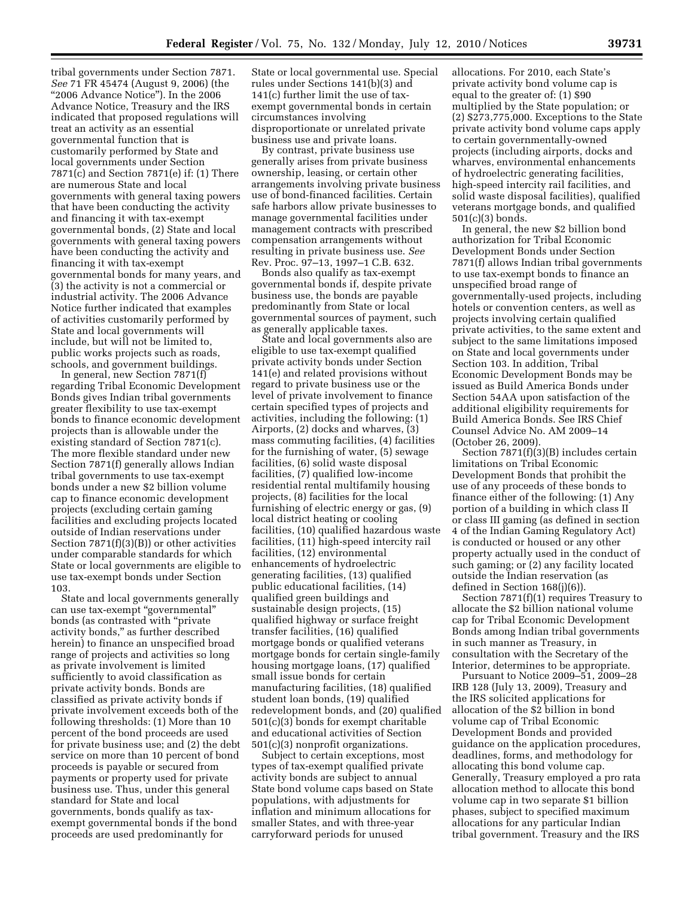tribal governments under Section 7871. *See* 71 FR 45474 (August 9, 2006) (the "2006 Advance Notice"). In the 2006 Advance Notice, Treasury and the IRS indicated that proposed regulations will treat an activity as an essential governmental function that is customarily performed by State and local governments under Section 7871(c) and Section 7871(e) if: (1) There are numerous State and local governments with general taxing powers that have been conducting the activity and financing it with tax-exempt governmental bonds, (2) State and local governments with general taxing powers have been conducting the activity and financing it with tax-exempt governmental bonds for many years, and (3) the activity is not a commercial or industrial activity. The 2006 Advance Notice further indicated that examples of activities customarily performed by State and local governments will include, but will not be limited to, public works projects such as roads, schools, and government buildings.

In general, new Section 7871(f) regarding Tribal Economic Development Bonds gives Indian tribal governments greater flexibility to use tax-exempt bonds to finance economic development projects than is allowable under the existing standard of Section 7871(c). The more flexible standard under new Section 7871(f) generally allows Indian tribal governments to use tax-exempt bonds under a new $2 billion volume cap to finance economic development projects (excluding certain gaming facilities and excluding projects located outside of Indian reservations under Section 7871(f)(3)(B)) or other activities under comparable standards for which State or local governments are eligible to use tax-exempt bonds under Section 103.

State and local governments generally can use tax-exempt "governmental" bonds (as contrasted with "private activity bonds," as further described herein) to finance an unspecified broad range of projects and activities so long as private involvement is limited sufficiently to avoid classification as private activity bonds. Bonds are classified as private activity bonds if private involvement exceeds both of the following thresholds: (1) More than 10 percent of the bond proceeds are used for private business use; and (2) the debt service on more than 10 percent of bond proceeds is payable or secured from payments or property used for private business use. Thus, under this general standard for State and local governments, bonds qualify as tax-exempt governmental bonds if the bond proceeds are used predominantly for State or local governmental use. Special rules under Sections 141(b)(3) and 141(c) further limit the use of tax-exempt governmental bonds in certain circumstances involving disproportionate or unrelated private business use and private loans.

By contrast, private business use generally arises from private business ownership, leasing, or certain other arrangements involving private business use of bond-financed facilities. Certain safe harbors allow private businesses to manage governmental facilities under management contracts with prescribed compensation arrangements without resulting in private business use. *See* Rev. Proc. 97–13, 1997–1 C.B. 632.

Bonds also qualify as tax-exempt governmental bonds if, despite private business use, the bonds are payable predominantly from State or local governmental sources of payment, such as generally applicable taxes.

State and local governments also are eligible to use tax-exempt qualified private activity bonds under Section 141(e) and related provisions without regard to private business use or the level of private involvement to finance certain specified types of projects and activities, including the following: (1) Airports, (2) docks and wharves, (3) mass commuting facilities, (4) facilities for the furnishing of water, (5) sewage facilities, (6) solid waste disposal facilities, (7) qualified low-income residential rental multifamily housing projects, (8) facilities for the local furnishing of electric energy or gas, (9) local district heating or cooling facilities, (10) qualified hazardous waste facilities, (11) high-speed intercity rail facilities, (12) environmental enhancements of hydroelectric generating facilities, (13) qualified public educational facilities, (14) qualified green buildings and sustainable design projects, (15) qualified highway or surface freight transfer facilities, (16) qualified mortgage bonds or qualified veterans mortgage bonds for certain single-family housing mortgage loans, (17) qualified small issue bonds for certain manufacturing facilities, (18) qualified student loan bonds, (19) qualified redevelopment bonds, and (20) qualified 501(c)(3) bonds for exempt charitable and educational activities of Section 501(c)(3) nonprofit organizations.

Subject to certain exceptions, most types of tax-exempt qualified private activity bonds are subject to annual State bond volume caps based on State populations, with adjustments for inflation and minimum allocations for smaller States, and with three-year carryforward periods for unused allocations. For 2010, each State's private activity bond volume cap is equal to the greater of: (1) $90 multiplied by the State population; or (2) $273,775,000. Exceptions to the State private activity bond volume caps apply to certain governmentally-owned projects (including airports, docks and wharves, environmental enhancements of hydroelectric generating facilities, high-speed intercity rail facilities, and solid waste disposal facilities), qualified veterans mortgage bonds, and qualified 501(c)(3) bonds.

In general, the new $2 billion bond authorization for Tribal Economic Development Bonds under Section 7871(f) allows Indian tribal governments to use tax-exempt bonds to finance an unspecified broad range of governmentally-used projects, including hotels or convention centers, as well as projects involving certain qualified private activities, to the same extent and subject to the same limitations imposed on State and local governments under Section 103. In addition, Tribal Economic Development Bonds may be issued as Build America Bonds under Section 54AA upon satisfaction of the additional eligibility requirements for Build America Bonds. See IRS Chief Counsel Advice No. AM 2009–14 (October 26, 2009).

Section 7871(f)(3)(B) includes certain limitations on Tribal Economic Development Bonds that prohibit the use of any proceeds of these bonds to finance either of the following: (1) Any portion of a building in which class II or class III gaming (as defined in section 4 of the Indian Gaming Regulatory Act) is conducted or housed or any other property actually used in the conduct of such gaming; or (2) any facility located outside the Indian reservation (as defined in Section 168(j)(6)).

Section 7871(f)(1) requires Treasury to allocate the $2 billion national volume cap for Tribal Economic Development Bonds among Indian tribal governments in such manner as Treasury, in consultation with the Secretary of the Interior, determines to be appropriate.

Pursuant to Notice 2009–51, 2009–28 IRB 128 (July 13, 2009), Treasury and the IRS solicited applications for allocation of the $2 billion in bond volume cap of Tribal Economic Development Bonds and provided guidance on the application procedures, deadlines, forms, and methodology for allocating this bond volume cap. Generally, Treasury employed a pro rata allocation method to allocate this bond volume cap in two separate $1 billion phases, subject to specified maximum allocations for any particular Indian tribal government. Treasury and the IRS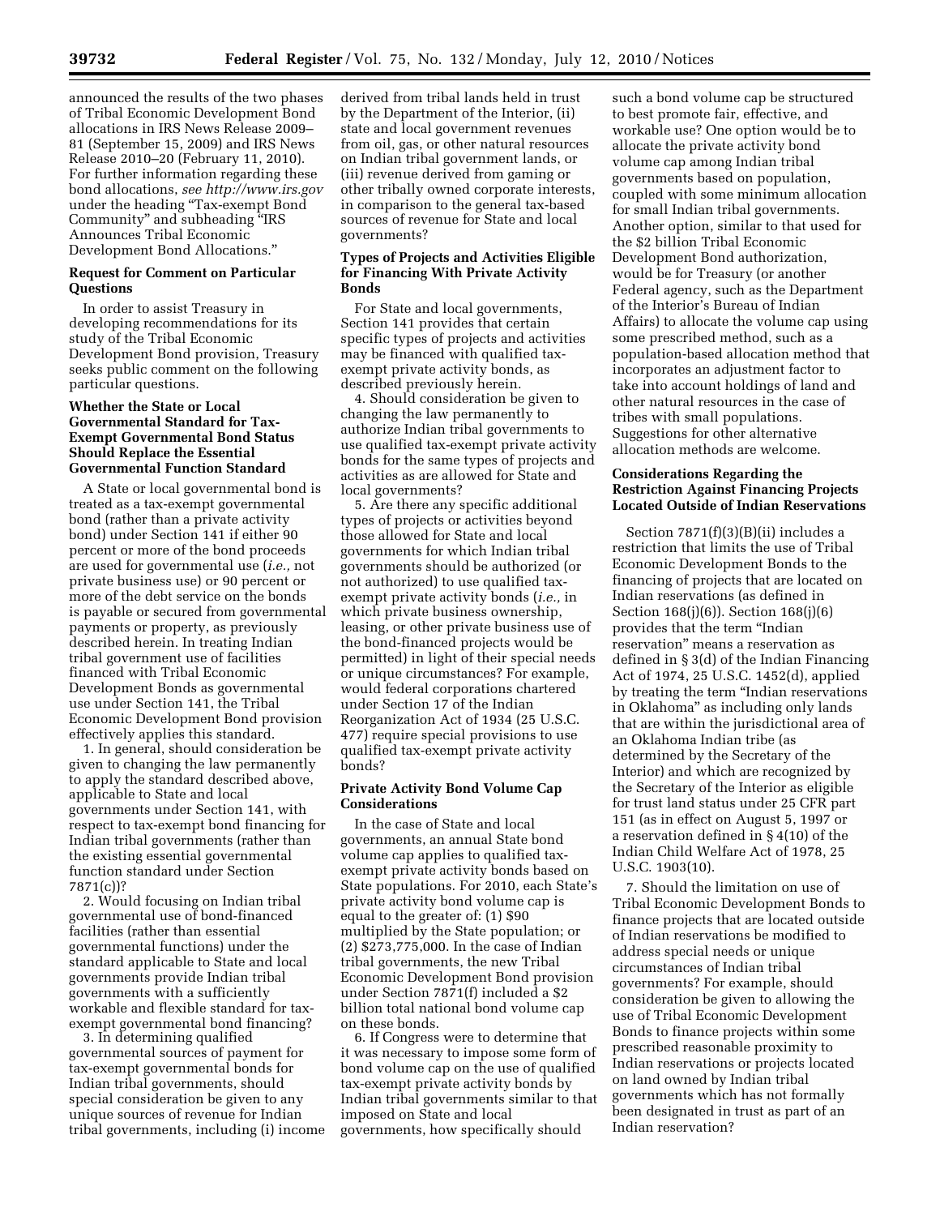announced the results of the two phases of Tribal Economic Development Bond allocations in IRS News Release 2009–81 (September 15, 2009) and IRS News Release 2010–20 (February 11, 2010). For further information regarding these bond allocations, *see http://www.irs.gov* under the heading "Tax-exempt Bond Community" and subheading "IRS Announces Tribal Economic Development Bond Allocations."

## Request for Comment on Particular Questions

In order to assist Treasury in developing recommendations for its study of the Tribal Economic Development Bond provision, Treasury seeks public comment on the following particular questions.

## Whether the State or Local Governmental Standard for Tax-Exempt Governmental Bond Status Should Replace the Essential Governmental Function Standard

A State or local governmental bond is treated as a tax-exempt governmental bond (rather than a private activity bond) under Section 141 if either 90 percent or more of the bond proceeds are used for governmental use (*i.e.,* not private business use) or 90 percent or more of the debt service on the bonds is payable or secured from governmental payments or property, as previously described herein. In treating Indian tribal government use of facilities financed with Tribal Economic Development Bonds as governmental use under Section 141, the Tribal Economic Development Bond provision effectively applies this standard.

1. In general, should consideration be given to changing the law permanently to apply the standard described above, applicable to State and local governments under Section 141, with respect to tax-exempt bond financing for Indian tribal governments (rather than the existing essential governmental function standard under Section 7871(c))?

2. Would focusing on Indian tribal governmental use of bond-financed facilities (rather than essential governmental functions) under the standard applicable to State and local governments provide Indian tribal governments with a sufficiently workable and flexible standard for tax-exempt governmental bond financing?

3. In determining qualified governmental sources of payment for tax-exempt governmental bonds for Indian tribal governments, should special consideration be given to any unique sources of revenue for Indian tribal governments, including (i) income derived from tribal lands held in trust by the Department of the Interior, (ii) state and local government revenues from oil, gas, or other natural resources on Indian tribal government lands, or (iii) revenue derived from gaming or other tribally owned corporate interests, in comparison to the general tax-based sources of revenue for State and local governments?

## Types of Projects and Activities Eligible for Financing With Private Activity Bonds

For State and local governments, Section 141 provides that certain specific types of projects and activities may be financed with qualified tax-exempt private activity bonds, as described previously herein.

4. Should consideration be given to changing the law permanently to authorize Indian tribal governments to use qualified tax-exempt private activity bonds for the same types of projects and activities as are allowed for State and local governments?

5. Are there any specific additional types of projects or activities beyond those allowed for State and local governments for which Indian tribal governments should be authorized (or not authorized) to use qualified tax-exempt private activity bonds (*i.e.,* in which private business ownership, leasing, or other private business use of the bond-financed projects would be permitted) in light of their special needs or unique circumstances? For example, would federal corporations chartered under Section 17 of the Indian Reorganization Act of 1934 (25 U.S.C. 477) require special provisions to use qualified tax-exempt private activity bonds?

## Private Activity Bond Volume Cap Considerations

In the case of State and local governments, an annual State bond volume cap applies to qualified tax-exempt private activity bonds based on State populations. For 2010, each State's private activity bond volume cap is equal to the greater of: (1) $90 multiplied by the State population; or (2) $273,775,000. In the case of Indian tribal governments, the new Tribal Economic Development Bond provision under Section 7871(f) included a $2 billion total national bond volume cap on these bonds.

6. If Congress were to determine that it was necessary to impose some form of bond volume cap on the use of qualified tax-exempt private activity bonds by Indian tribal governments similar to that imposed on State and local governments, how specifically should such a bond volume cap be structured to best promote fair, effective, and workable use? One option would be to allocate the private activity bond volume cap among Indian tribal governments based on population, coupled with some minimum allocation for small Indian tribal governments. Another option, similar to that used for the $2 billion Tribal Economic Development Bond authorization, would be for Treasury (or another Federal agency, such as the Department of the Interior's Bureau of Indian Affairs) to allocate the volume cap using some prescribed method, such as a population-based allocation method that incorporates an adjustment factor to take into account holdings of land and other natural resources in the case of tribes with small populations. Suggestions for other alternative allocation methods are welcome.

## Considerations Regarding the Restriction Against Financing Projects Located Outside of Indian Reservations

Section 7871(f)(3)(B)(ii) includes a restriction that limits the use of Tribal Economic Development Bonds to the financing of projects that are located on Indian reservations (as defined in Section 168(j)(6)). Section 168(j)(6) provides that the term "Indian reservation" means a reservation as defined in § 3(d) of the Indian Financing Act of 1974, 25 U.S.C. 1452(d), applied by treating the term "Indian reservations in Oklahoma" as including only lands that are within the jurisdictional area of an Oklahoma Indian tribe (as determined by the Secretary of the Interior) and which are recognized by the Secretary of the Interior as eligible for trust land status under 25 CFR part 151 (as in effect on August 5, 1997 or a reservation defined in § 4(10) of the Indian Child Welfare Act of 1978, 25 U.S.C. 1903(10).

7. Should the limitation on use of Tribal Economic Development Bonds to finance projects that are located outside of Indian reservations be modified to address special needs or unique circumstances of Indian tribal governments? For example, should consideration be given to allowing the use of Tribal Economic Development Bonds to finance projects within some prescribed reasonable proximity to Indian reservations or projects located on land owned by Indian tribal governments which has not formally been designated in trust as part of an Indian reservation?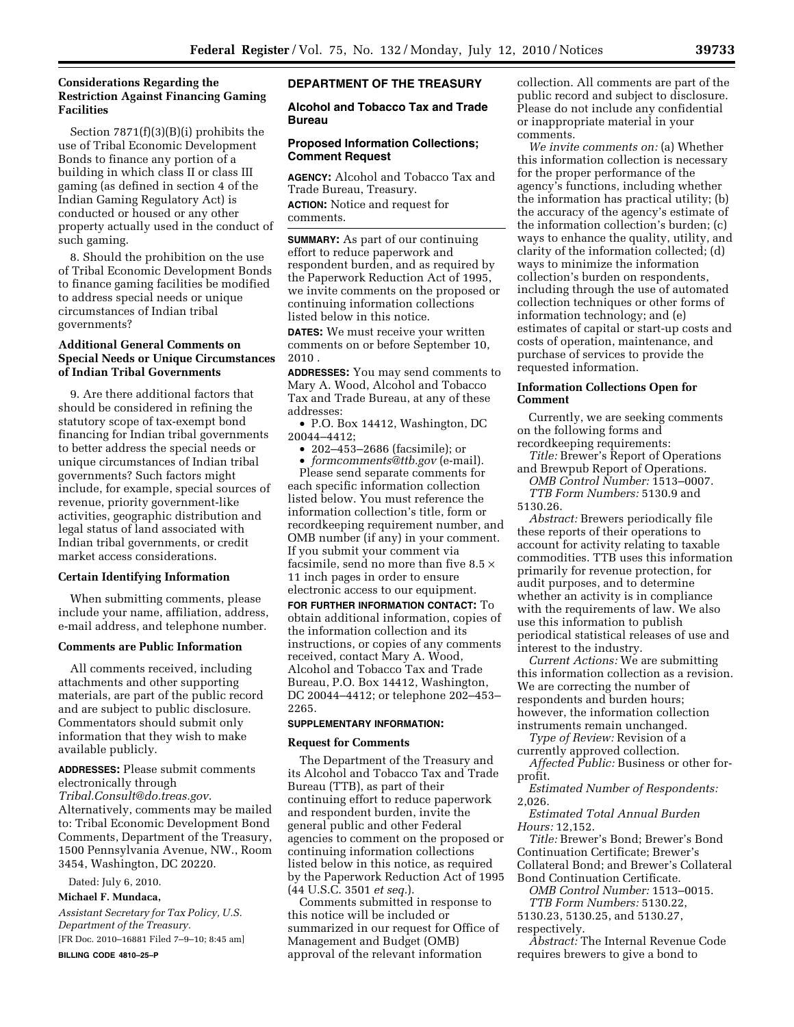### Considerations Regarding the Restriction Against Financing Gaming Facilities

Section 7871(f)(3)(B)(i) prohibits the use of Tribal Economic Development Bonds to finance any portion of a building in which class II or class III gaming (as defined in section 4 of the Indian Gaming Regulatory Act) is conducted or housed or any other property actually used in the conduct of such gaming.

8. Should the prohibition on the use of Tribal Economic Development Bonds to finance gaming facilities be modified to address special needs or unique circumstances of Indian tribal governments?

### Additional General Comments on Special Needs or Unique Circumstances of Indian Tribal Governments

9. Are there additional factors that should be considered in refining the statutory scope of tax-exempt bond financing for Indian tribal governments to better address the special needs or unique circumstances of Indian tribal governments? Such factors might include, for example, special sources of revenue, priority government-like activities, geographic distribution and legal status of land associated with Indian tribal governments, or credit market access considerations.

### Certain Identifying Information

When submitting comments, please include your name, affiliation, address, e-mail address, and telephone number.

### Comments are Public Information

All comments received, including attachments and other supporting materials, are part of the public record and are subject to public disclosure. Commentators should submit only information that they wish to make available publicly.

**ADDRESSES:** Please submit comments electronically through *Tribal.Consult@do.treas.gov*. Alternatively, comments may be mailed to: Tribal Economic Development Bond Comments, Department of the Treasury, 1500 Pennsylvania Avenue, NW., Room 3454, Washington, DC 20220.

Dated: July 6, 2010.

**Michael F. Mundaca,**

*Assistant Secretary for Tax Policy, U.S. Department of the Treasury.*

[FR Doc. 2010–16881 Filed 7–9–10; 8:45 am]

**BILLING CODE 4810–25–P**

## DEPARTMENT OF THE TREASURY

### Alcohol and Tobacco Tax and Trade Bureau

### Proposed Information Collections; Comment Request

**AGENCY:** Alcohol and Tobacco Tax and Trade Bureau, Treasury.

**ACTION:** Notice and request for comments.

**SUMMARY:** As part of our continuing effort to reduce paperwork and respondent burden, and as required by the Paperwork Reduction Act of 1995, we invite comments on the proposed or continuing information collections listed below in this notice.

**DATES:** We must receive your written comments on or before September 10, 2010 .

**ADDRESSES:** You may send comments to Mary A. Wood, Alcohol and Tobacco Tax and Trade Bureau, at any of these addresses:

- P.O. Box 14412, Washington, DC 20044–4412;
- 202–453–2686 (facsimile); or
- *formcomments@ttb.gov* (e-mail).

Please send separate comments for each specific information collection listed below. You must reference the information collection's title, form or recordkeeping requirement number, and OMB number (if any) in your comment. If you submit your comment via facsimile, send no more than five 8.5 × 11 inch pages in order to ensure electronic access to our equipment.

**FOR FURTHER INFORMATION CONTACT:** To obtain additional information, copies of the information collection and its instructions, or copies of any comments received, contact Mary A. Wood, Alcohol and Tobacco Tax and Trade Bureau, P.O. Box 14412, Washington, DC 20044–4412; or telephone 202–453–2265.

**SUPPLEMENTARY INFORMATION:**

### Request for Comments

The Department of the Treasury and its Alcohol and Tobacco Tax and Trade Bureau (TTB), as part of their continuing effort to reduce paperwork and respondent burden, invite the general public and other Federal agencies to comment on the proposed or continuing information collections listed below in this notice, as required by the Paperwork Reduction Act of 1995 (44 U.S.C. 3501 *et seq.*).

Comments submitted in response to this notice will be included or summarized in our request for Office of Management and Budget (OMB) approval of the relevant information collection. All comments are part of the public record and subject to disclosure. Please do not include any confidential or inappropriate material in your comments.

*We invite comments on:* (a) Whether this information collection is necessary for the proper performance of the agency's functions, including whether the information has practical utility; (b) the accuracy of the agency's estimate of the information collection's burden; (c) ways to enhance the quality, utility, and clarity of the information collected; (d) ways to minimize the information collection's burden on respondents, including through the use of automated collection techniques or other forms of information technology; and (e) estimates of capital or start-up costs and costs of operation, maintenance, and purchase of services to provide the requested information.

### Information Collections Open for Comment

Currently, we are seeking comments on the following forms and recordkeeping requirements:

*Title:* Brewer's Report of Operations and Brewpub Report of Operations.

*OMB Control Number:* 1513–0007.

*TTB Form Numbers:* 5130.9 and 5130.26.

*Abstract:* Brewers periodically file these reports of their operations to account for activity relating to taxable commodities. TTB uses this information primarily for revenue protection, for audit purposes, and to determine whether an activity is in compliance with the requirements of law. We also use this information to publish periodical statistical releases of use and interest to the industry.

*Current Actions:* We are submitting this information collection as a revision. We are correcting the number of respondents and burden hours; however, the information collection instruments remain unchanged.

*Type of Review:* Revision of a currently approved collection.

*Affected Public:* Business or other for-profit.

*Estimated Number of Respondents:* 2,026.

*Estimated Total Annual Burden Hours:* 12,152.

*Title:* Brewer's Bond; Brewer's Bond Continuation Certificate; Brewer's Collateral Bond; and Brewer's Collateral Bond Continuation Certificate.

*OMB Control Number:* 1513–0015.

*TTB Form Numbers:* 5130.22, 5130.23, 5130.25, and 5130.27, respectively.

*Abstract:* The Internal Revenue Code requires brewers to give a bond to